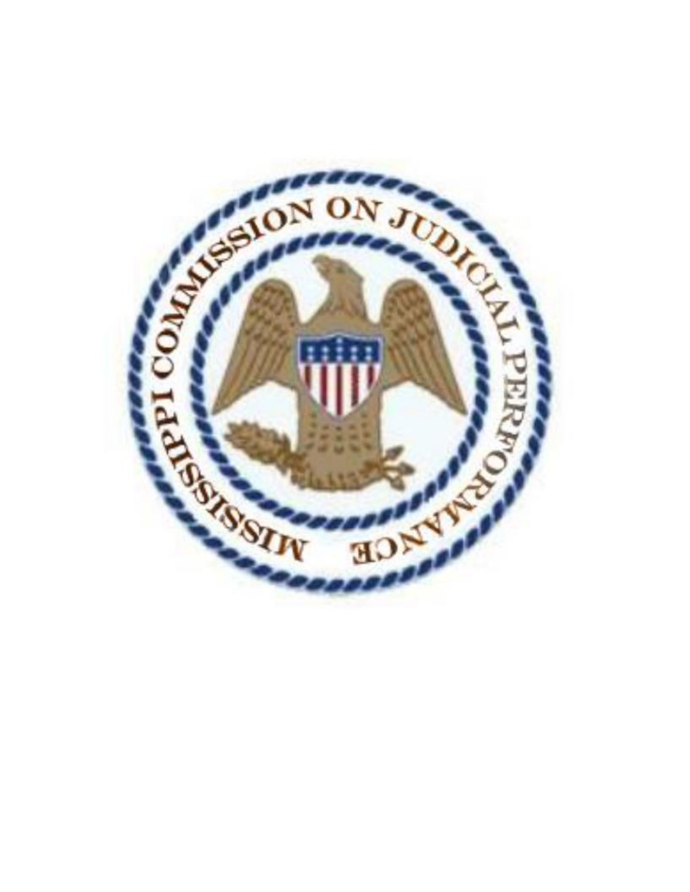MISSISSIPPI COMMISSION ON JUDICIAL PERFORMANCE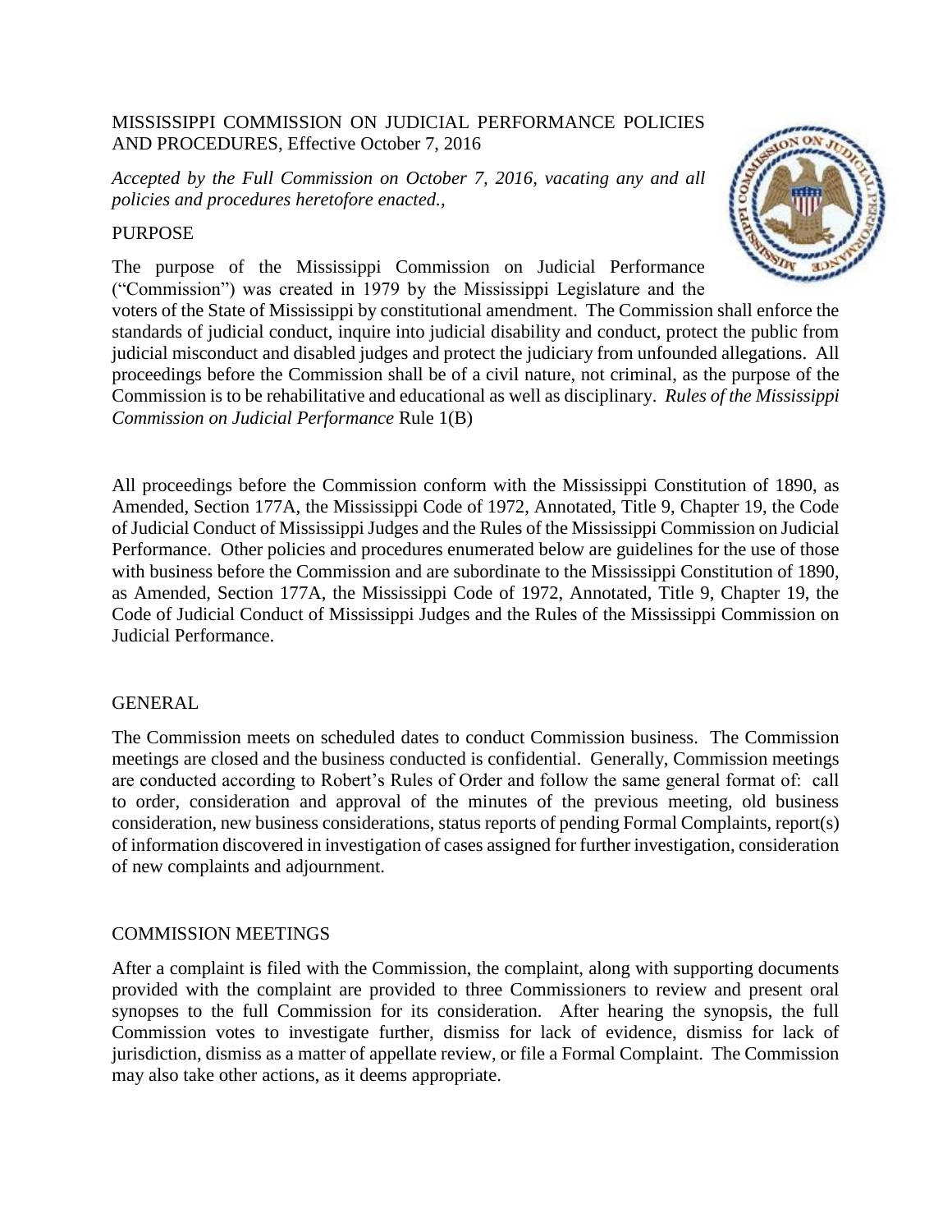MISSISSIPPI COMMISSION ON JUDICIAL PERFORMANCE POLICIES AND PROCEDURES, Effective October 7, 2016

*Accepted by the Full Commission on October 7, 2016, vacating any and all policies and procedures heretofore enacted.*,

## PURPOSE

The purpose of the Mississippi Commission on Judicial Performance ("Commission") was created in 1979 by the Mississippi Legislature and the voters of the State of Mississippi by constitutional amendment. The Commission shall enforce the standards of judicial conduct, inquire into judicial disability and conduct, protect the public from judicial misconduct and disabled judges and protect the judiciary from unfounded allegations. All proceedings before the Commission shall be of a civil nature, not criminal, as the purpose of the Commission is to be rehabilitative and educational as well as disciplinary. *Rules of the Mississippi Commission on Judicial Performance* Rule 1(B)

All proceedings before the Commission conform with the Mississippi Constitution of 1890, as Amended, Section 177A, the Mississippi Code of 1972, Annotated, Title 9, Chapter 19, the Code of Judicial Conduct of Mississippi Judges and the Rules of the Mississippi Commission on Judicial Performance. Other policies and procedures enumerated below are guidelines for the use of those with business before the Commission and are subordinate to the Mississippi Constitution of 1890, as Amended, Section 177A, the Mississippi Code of 1972, Annotated, Title 9, Chapter 19, the Code of Judicial Conduct of Mississippi Judges and the Rules of the Mississippi Commission on Judicial Performance.

## GENERAL

The Commission meets on scheduled dates to conduct Commission business. The Commission meetings are closed and the business conducted is confidential. Generally, Commission meetings are conducted according to Robert's Rules of Order and follow the same general format of: call to order, consideration and approval of the minutes of the previous meeting, old business consideration, new business considerations, status reports of pending Formal Complaints, report(s) of information discovered in investigation of cases assigned for further investigation, consideration of new complaints and adjournment.

## COMMISSION MEETINGS

After a complaint is filed with the Commission, the complaint, along with supporting documents provided with the complaint are provided to three Commissioners to review and present oral synopses to the full Commission for its consideration. After hearing the synopsis, the full Commission votes to investigate further, dismiss for lack of evidence, dismiss for lack of jurisdiction, dismiss as a matter of appellate review, or file a Formal Complaint. The Commission may also take other actions, as it deems appropriate.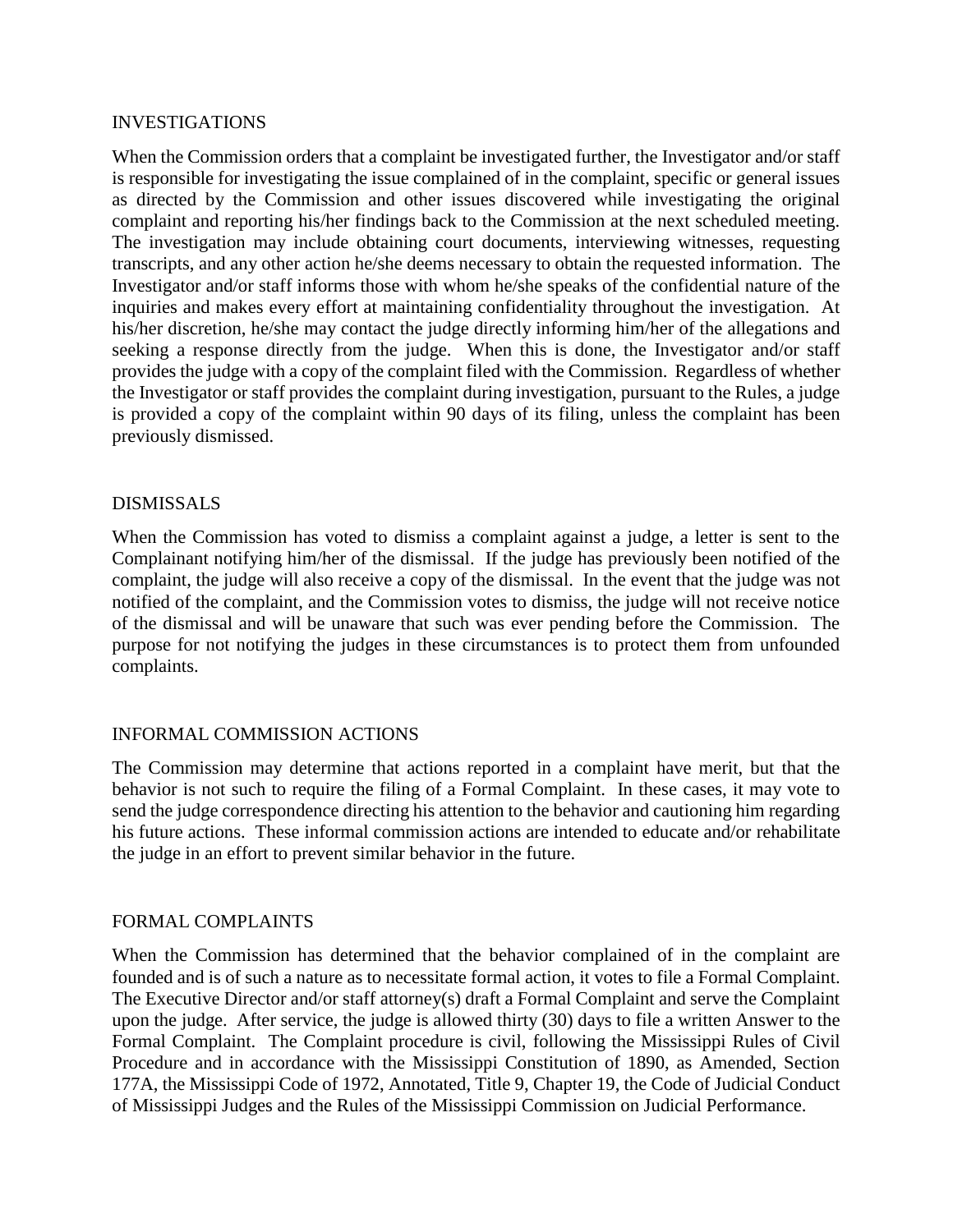## INVESTIGATIONS

When the Commission orders that a complaint be investigated further, the Investigator and/or staff is responsible for investigating the issue complained of in the complaint, specific or general issues as directed by the Commission and other issues discovered while investigating the original complaint and reporting his/her findings back to the Commission at the next scheduled meeting. The investigation may include obtaining court documents, interviewing witnesses, requesting transcripts, and any other action he/she deems necessary to obtain the requested information. The Investigator and/or staff informs those with whom he/she speaks of the confidential nature of the inquiries and makes every effort at maintaining confidentiality throughout the investigation. At his/her discretion, he/she may contact the judge directly informing him/her of the allegations and seeking a response directly from the judge. When this is done, the Investigator and/or staff provides the judge with a copy of the complaint filed with the Commission. Regardless of whether the Investigator or staff provides the complaint during investigation, pursuant to the Rules, a judge is provided a copy of the complaint within 90 days of its filing, unless the complaint has been previously dismissed.

## DISMISSALS

When the Commission has voted to dismiss a complaint against a judge, a letter is sent to the Complainant notifying him/her of the dismissal. If the judge has previously been notified of the complaint, the judge will also receive a copy of the dismissal. In the event that the judge was not notified of the complaint, and the Commission votes to dismiss, the judge will not receive notice of the dismissal and will be unaware that such was ever pending before the Commission. The purpose for not notifying the judges in these circumstances is to protect them from unfounded complaints.

## INFORMAL COMMISSION ACTIONS

The Commission may determine that actions reported in a complaint have merit, but that the behavior is not such to require the filing of a Formal Complaint. In these cases, it may vote to send the judge correspondence directing his attention to the behavior and cautioning him regarding his future actions. These informal commission actions are intended to educate and/or rehabilitate the judge in an effort to prevent similar behavior in the future.

## FORMAL COMPLAINTS

When the Commission has determined that the behavior complained of in the complaint are founded and is of such a nature as to necessitate formal action, it votes to file a Formal Complaint. The Executive Director and/or staff attorney(s) draft a Formal Complaint and serve the Complaint upon the judge. After service, the judge is allowed thirty (30) days to file a written Answer to the Formal Complaint. The Complaint procedure is civil, following the Mississippi Rules of Civil Procedure and in accordance with the Mississippi Constitution of 1890, as Amended, Section 177A, the Mississippi Code of 1972, Annotated, Title 9, Chapter 19, the Code of Judicial Conduct of Mississippi Judges and the Rules of the Mississippi Commission on Judicial Performance.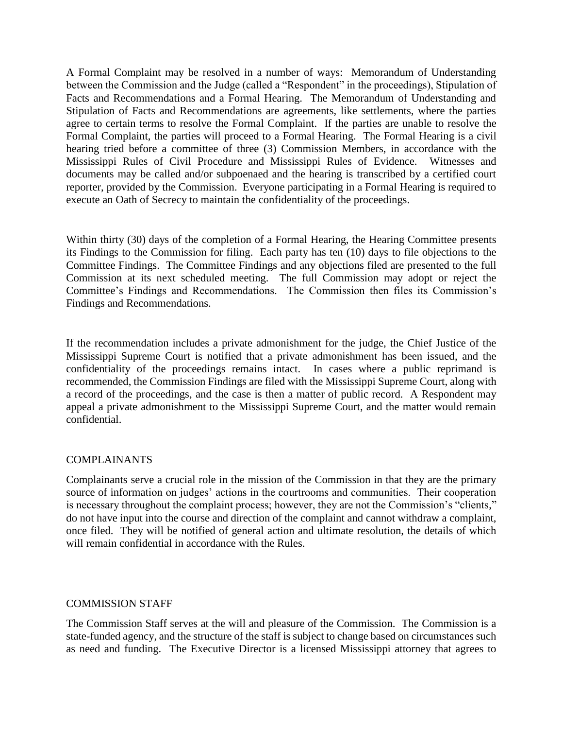A Formal Complaint may be resolved in a number of ways: Memorandum of Understanding between the Commission and the Judge (called a "Respondent" in the proceedings), Stipulation of Facts and Recommendations and a Formal Hearing. The Memorandum of Understanding and Stipulation of Facts and Recommendations are agreements, like settlements, where the parties agree to certain terms to resolve the Formal Complaint. If the parties are unable to resolve the Formal Complaint, the parties will proceed to a Formal Hearing. The Formal Hearing is a civil hearing tried before a committee of three (3) Commission Members, in accordance with the Mississippi Rules of Civil Procedure and Mississippi Rules of Evidence. Witnesses and documents may be called and/or subpoenaed and the hearing is transcribed by a certified court reporter, provided by the Commission. Everyone participating in a Formal Hearing is required to execute an Oath of Secrecy to maintain the confidentiality of the proceedings.

Within thirty (30) days of the completion of a Formal Hearing, the Hearing Committee presents its Findings to the Commission for filing. Each party has ten (10) days to file objections to the Committee Findings. The Committee Findings and any objections filed are presented to the full Commission at its next scheduled meeting. The full Commission may adopt or reject the Committee's Findings and Recommendations. The Commission then files its Commission's Findings and Recommendations.

If the recommendation includes a private admonishment for the judge, the Chief Justice of the Mississippi Supreme Court is notified that a private admonishment has been issued, and the confidentiality of the proceedings remains intact. In cases where a public reprimand is recommended, the Commission Findings are filed with the Mississippi Supreme Court, along with a record of the proceedings, and the case is then a matter of public record. A Respondent may appeal a private admonishment to the Mississippi Supreme Court, and the matter would remain confidential.

## COMPLAINANTS

Complainants serve a crucial role in the mission of the Commission in that they are the primary source of information on judges' actions in the courtrooms and communities. Their cooperation is necessary throughout the complaint process; however, they are not the Commission's "clients," do not have input into the course and direction of the complaint and cannot withdraw a complaint, once filed. They will be notified of general action and ultimate resolution, the details of which will remain confidential in accordance with the Rules.

## COMMISSION STAFF

The Commission Staff serves at the will and pleasure of the Commission. The Commission is a state-funded agency, and the structure of the staff is subject to change based on circumstances such as need and funding. The Executive Director is a licensed Mississippi attorney that agrees to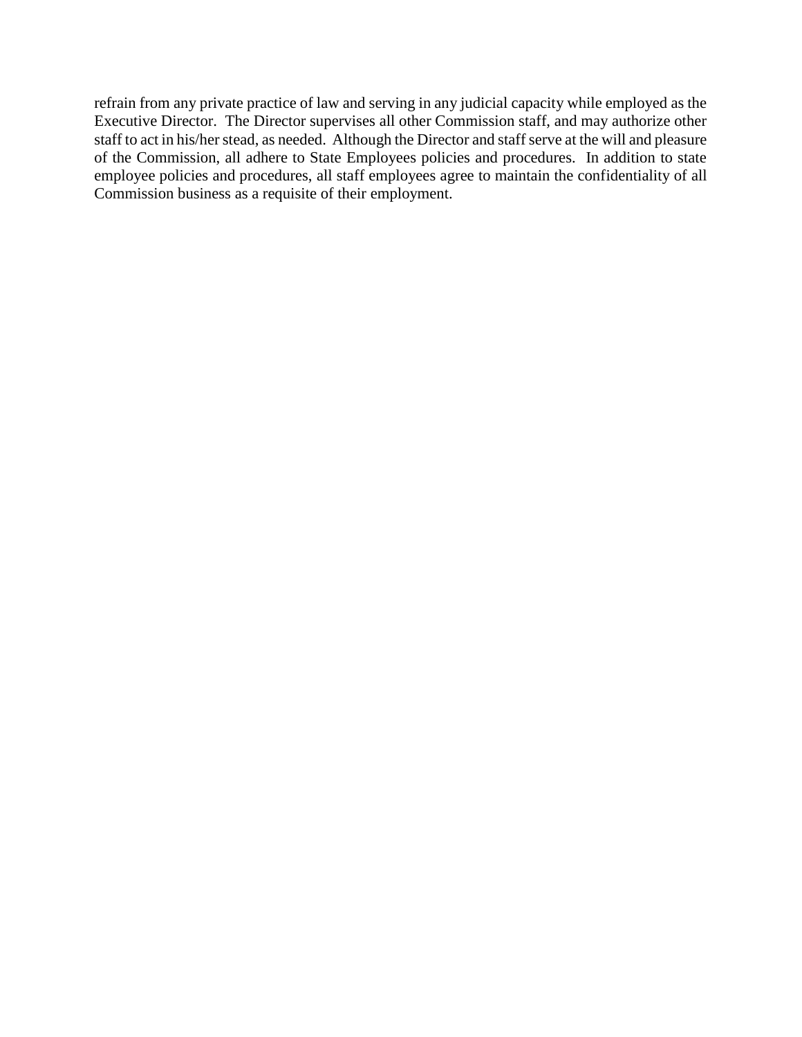refrain from any private practice of law and serving in any judicial capacity while employed as the Executive Director. The Director supervises all other Commission staff, and may authorize other staff to act in his/her stead, as needed. Although the Director and staff serve at the will and pleasure of the Commission, all adhere to State Employees policies and procedures. In addition to state employee policies and procedures, all staff employees agree to maintain the confidentiality of all Commission business as a requisite of their employment.